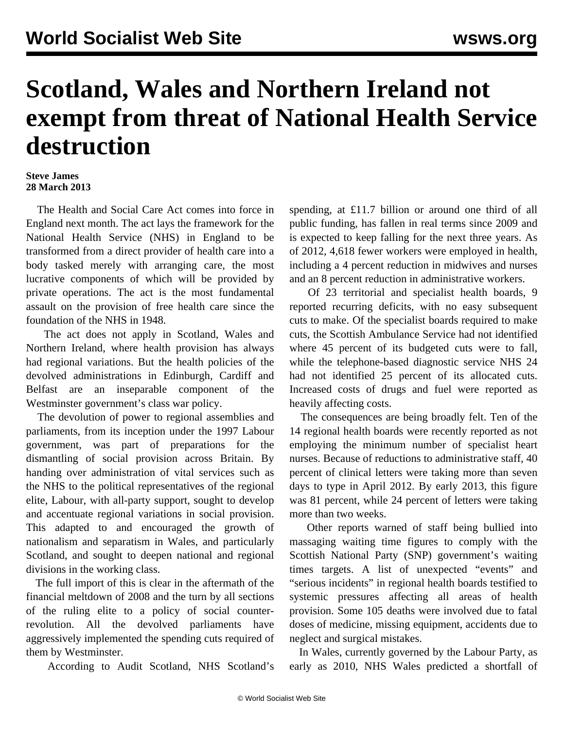# Scotland, Wales and Northern Ireland not exempt from threat of National Health Service destruction

**Steve James**
**28 March 2013**

The Health and Social Care Act comes into force in England next month. The act lays the framework for the National Health Service (NHS) in England to be transformed from a direct provider of health care into a body tasked merely with arranging care, the most lucrative components of which will be provided by private operations. The act is the most fundamental assault on the provision of free health care since the foundation of the NHS in 1948.

The act does not apply in Scotland, Wales and Northern Ireland, where health provision has always had regional variations. But the health policies of the devolved administrations in Edinburgh, Cardiff and Belfast are an inseparable component of the Westminster government's class war policy.

The devolution of power to regional assemblies and parliaments, from its inception under the 1997 Labour government, was part of preparations for the dismantling of social provision across Britain. By handing over administration of vital services such as the NHS to the political representatives of the regional elite, Labour, with all-party support, sought to develop and accentuate regional variations in social provision. This adapted to and encouraged the growth of nationalism and separatism in Wales, and particularly Scotland, and sought to deepen national and regional divisions in the working class.

The full import of this is clear in the aftermath of the financial meltdown of 2008 and the turn by all sections of the ruling elite to a policy of social counter-revolution. All the devolved parliaments have aggressively implemented the spending cuts required of them by Westminster.

According to Audit Scotland, NHS Scotland's spending, at £11.7 billion or around one third of all public funding, has fallen in real terms since 2009 and is expected to keep falling for the next three years. As of 2012, 4,618 fewer workers were employed in health, including a 4 percent reduction in midwives and nurses and an 8 percent reduction in administrative workers.

Of 23 territorial and specialist health boards, 9 reported recurring deficits, with no easy subsequent cuts to make. Of the specialist boards required to make cuts, the Scottish Ambulance Service had not identified where 45 percent of its budgeted cuts were to fall, while the telephone-based diagnostic service NHS 24 had not identified 25 percent of its allocated cuts. Increased costs of drugs and fuel were reported as heavily affecting costs.

The consequences are being broadly felt. Ten of the 14 regional health boards were recently reported as not employing the minimum number of specialist heart nurses. Because of reductions to administrative staff, 40 percent of clinical letters were taking more than seven days to type in April 2012. By early 2013, this figure was 81 percent, while 24 percent of letters were taking more than two weeks.

Other reports warned of staff being bullied into massaging waiting time figures to comply with the Scottish National Party (SNP) government's waiting times targets. A list of unexpected "events" and "serious incidents" in regional health boards testified to systemic pressures affecting all areas of health provision. Some 105 deaths were involved due to fatal doses of medicine, missing equipment, accidents due to neglect and surgical mistakes.

In Wales, currently governed by the Labour Party, as early as 2010, NHS Wales predicted a shortfall of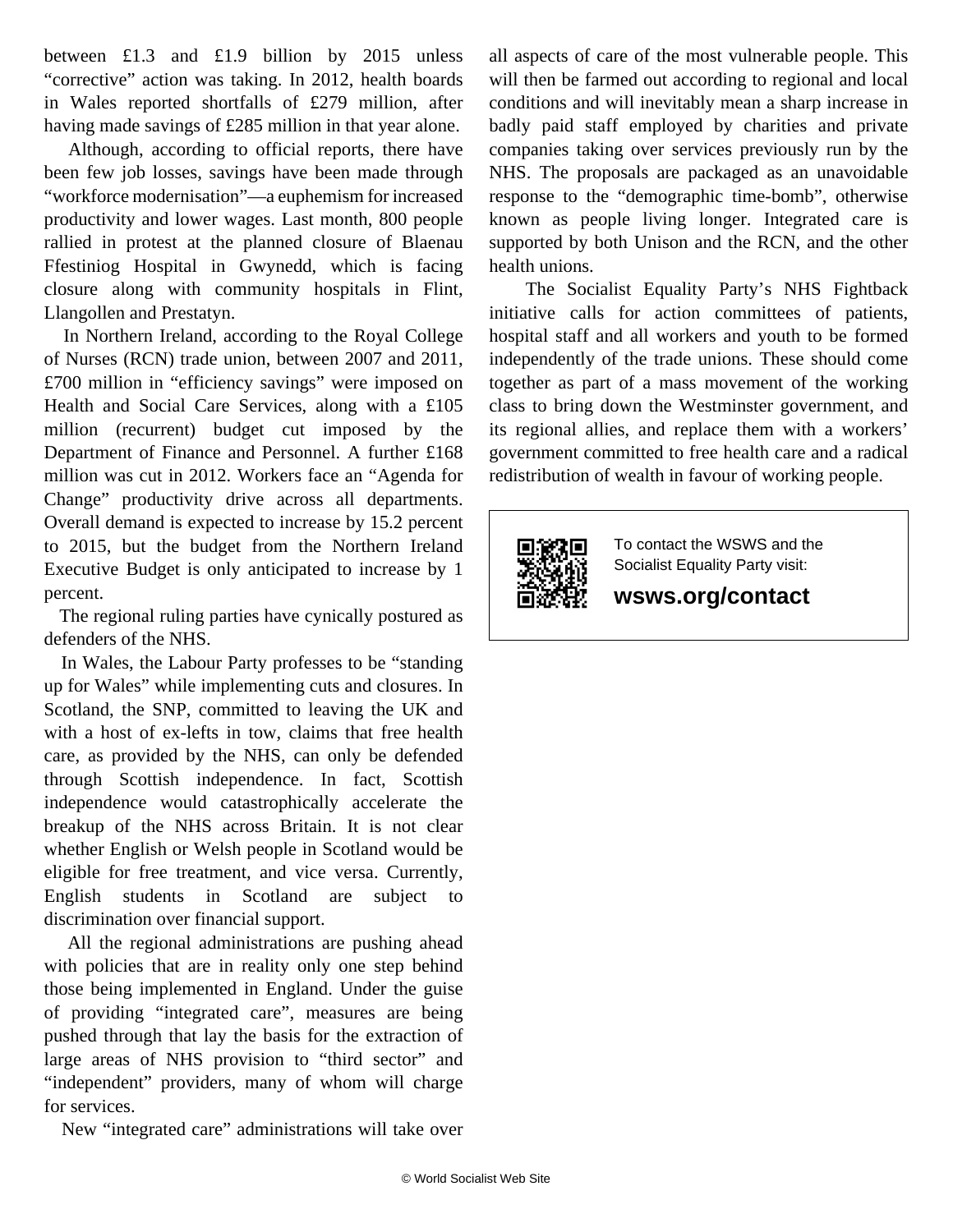between £1.3 and £1.9 billion by 2015 unless "corrective" action was taking. In 2012, health boards in Wales reported shortfalls of £279 million, after having made savings of £285 million in that year alone.

Although, according to official reports, there have been few job losses, savings have been made through "workforce modernisation"—a euphemism for increased productivity and lower wages. Last month, 800 people rallied in protest at the planned closure of Blaenau Ffestiniog Hospital in Gwynedd, which is facing closure along with community hospitals in Flint, Llangollen and Prestatyn.

In Northern Ireland, according to the Royal College of Nurses (RCN) trade union, between 2007 and 2011, £700 million in "efficiency savings" were imposed on Health and Social Care Services, along with a £105 million (recurrent) budget cut imposed by the Department of Finance and Personnel. A further £168 million was cut in 2012. Workers face an "Agenda for Change" productivity drive across all departments. Overall demand is expected to increase by 15.2 percent to 2015, but the budget from the Northern Ireland Executive Budget is only anticipated to increase by 1 percent.

The regional ruling parties have cynically postured as defenders of the NHS.

In Wales, the Labour Party professes to be "standing up for Wales" while implementing cuts and closures. In Scotland, the SNP, committed to leaving the UK and with a host of ex-lefts in tow, claims that free health care, as provided by the NHS, can only be defended through Scottish independence. In fact, Scottish independence would catastrophically accelerate the breakup of the NHS across Britain. It is not clear whether English or Welsh people in Scotland would be eligible for free treatment, and vice versa. Currently, English students in Scotland are subject to discrimination over financial support.

All the regional administrations are pushing ahead with policies that are in reality only one step behind those being implemented in England. Under the guise of providing "integrated care", measures are being pushed through that lay the basis for the extraction of large areas of NHS provision to "third sector" and "independent" providers, many of whom will charge for services.

New "integrated care" administrations will take over all aspects of care of the most vulnerable people. This will then be farmed out according to regional and local conditions and will inevitably mean a sharp increase in badly paid staff employed by charities and private companies taking over services previously run by the NHS. The proposals are packaged as an unavoidable response to the "demographic time-bomb", otherwise known as people living longer. Integrated care is supported by both Unison and the RCN, and the other health unions.

The Socialist Equality Party's NHS Fightback initiative calls for action committees of patients, hospital staff and all workers and youth to be formed independently of the trade unions. These should come together as part of a mass movement of the working class to bring down the Westminster government, and its regional allies, and replace them with a workers' government committed to free health care and a radical redistribution of wealth in favour of working people.

To contact the WSWS and the Socialist Equality Party visit:

**wsws.org/contact**